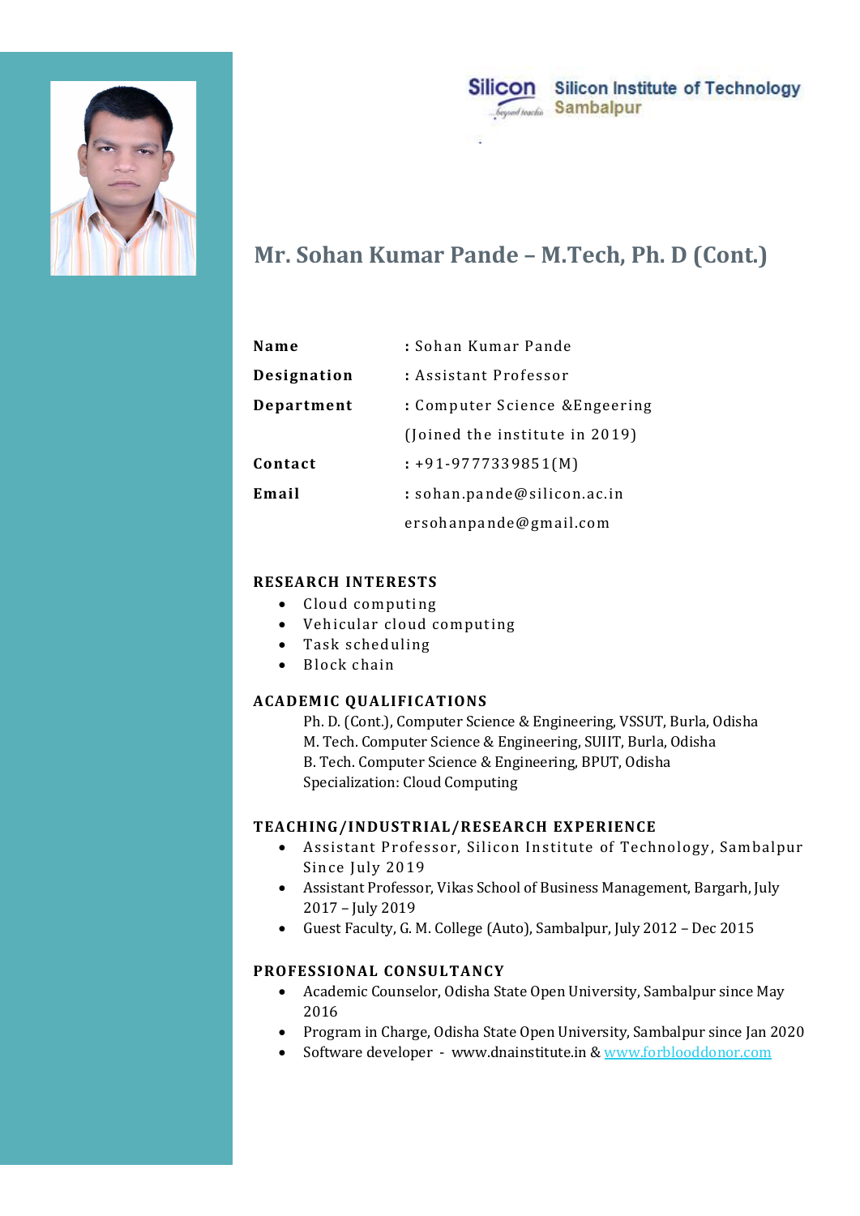Silicon Institute of Technology
Sambalpur

# Mr. Sohan Kumar Pande – M.Tech, Ph. D (Cont.)

| | |
|---|---|
| **Name** | : Sohan Kumar Pande |
| **Designation** | : Assistant Professor |
| **Department** | : Computer Science &Engeering |
| | (Joined the institute in 2019) |
| **Contact** | : +91-9777339851(M) |
| **Email** | : sohan.pande@silicon.ac.in |
| | ersohanpande@gmail.com |

## RESEARCH INTERESTS

- Cloud computing
- Vehicular cloud computing
- Task scheduling
- Block chain

## ACADEMIC QUALIFICATIONS

Ph. D. (Cont.), Computer Science & Engineering, VSSUT, Burla, Odisha
M. Tech. Computer Science & Engineering, SUIIT, Burla, Odisha
B. Tech. Computer Science & Engineering, BPUT, Odisha
Specialization: Cloud Computing

## TEACHING/INDUSTRIAL/RESEARCH EXPERIENCE

- Assistant Professor, Silicon Institute of Technology, Sambalpur Since July 2019
- Assistant Professor, Vikas School of Business Management, Bargarh, July 2017 – July 2019
- Guest Faculty, G. M. College (Auto), Sambalpur, July 2012 – Dec 2015

## PROFESSIONAL CONSULTANCY

- Academic Counselor, Odisha State Open University, Sambalpur since May 2016
- Program in Charge, Odisha State Open University, Sambalpur since Jan 2020
- Software developer - www.dnainstitute.in & www.forblooddonor.com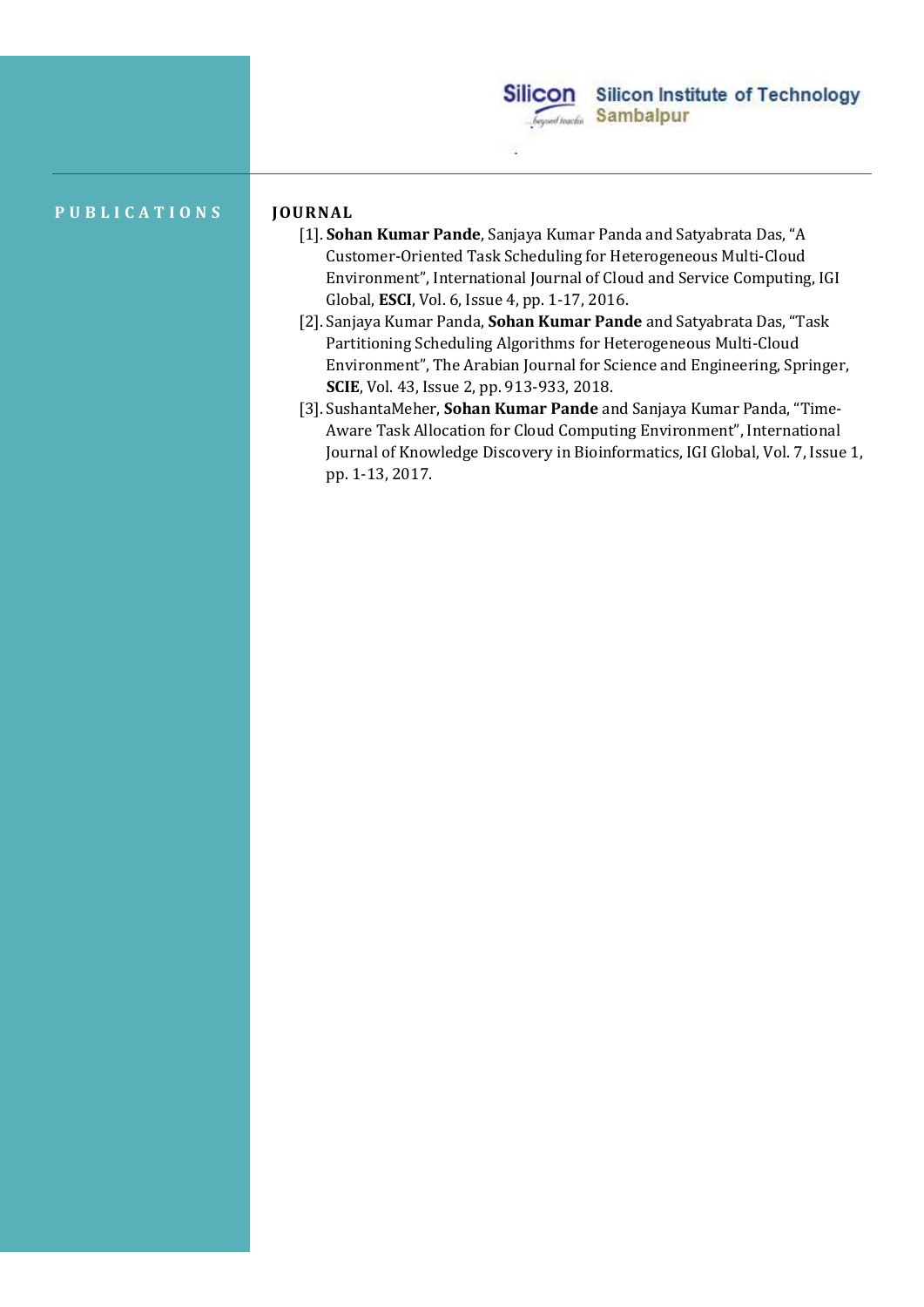## PUBLICATIONS

### JOURNAL

[1]. **Sohan Kumar Pande**, Sanjaya Kumar Panda and Satyabrata Das, "A Customer-Oriented Task Scheduling for Heterogeneous Multi-Cloud Environment", International Journal of Cloud and Service Computing, IGI Global, **ESCI**, Vol. 6, Issue 4, pp. 1-17, 2016.

[2]. Sanjaya Kumar Panda, **Sohan Kumar Pande** and Satyabrata Das, "Task Partitioning Scheduling Algorithms for Heterogeneous Multi-Cloud Environment", The Arabian Journal for Science and Engineering, Springer, **SCIE**, Vol. 43, Issue 2, pp. 913-933, 2018.

[3]. SushantaMeher, **Sohan Kumar Pande** and Sanjaya Kumar Panda, "Time-Aware Task Allocation for Cloud Computing Environment", International Journal of Knowledge Discovery in Bioinformatics, IGI Global, Vol. 7, Issue 1, pp. 1-13, 2017.